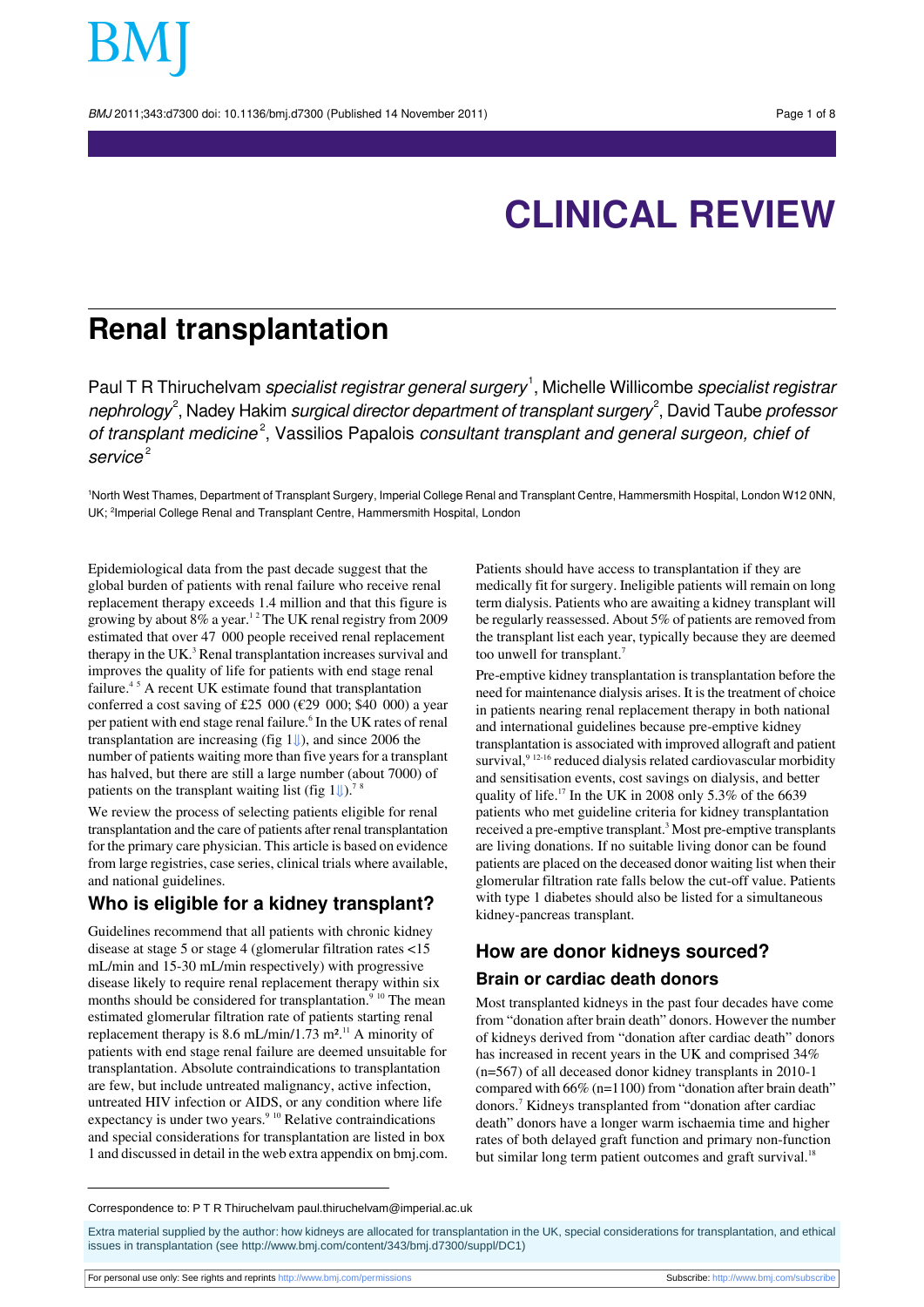# CLINICAL REVIEW

# Renal transplantation

Paul T R Thiruchelvam *specialist registrar general surgery*[1], Michelle Willicombe *specialist registrar nephrology*[2], Nadey Hakim *surgical director department of transplant surgery*[2], David Taube *professor of transplant medicine*[2], Vassilios Papalois *consultant transplant and general surgeon, chief of service*[2]

[1]North West Thames, Department of Transplant Surgery, Imperial College Renal and Transplant Centre, Hammersmith Hospital, London W12 0NN, UK; [2]Imperial College Renal and Transplant Centre, Hammersmith Hospital, London

Epidemiological data from the past decade suggest that the global burden of patients with renal failure who receive renal replacement therapy exceeds 1.4 million and that this figure is growing by about 8% a year.[1 2] The UK renal registry from 2009 estimated that over 47 000 people received renal replacement therapy in the UK.[3] Renal transplantation increases survival and improves the quality of life for patients with end stage renal failure.[4 5] A recent UK estimate found that transplantation conferred a cost saving of £25 000 (€29 000; $40 000) a year per patient with end stage renal failure.[6] In the UK rates of renal transplantation are increasing (fig 1⇓), and since 2006 the number of patients waiting more than five years for a transplant has halved, but there are still a large number (about 7000) of patients on the transplant waiting list (fig 1⇓).[7 8]

We review the process of selecting patients eligible for renal transplantation and the care of patients after renal transplantation for the primary care physician. This article is based on evidence from large registries, case series, clinical trials where available, and national guidelines.

## Who is eligible for a kidney transplant?

Guidelines recommend that all patients with chronic kidney disease at stage 5 or stage 4 (glomerular filtration rates <15 mL/min and 15-30 mL/min respectively) with progressive disease likely to require renal replacement therapy within six months should be considered for transplantation.[9 10] The mean estimated glomerular filtration rate of patients starting renal replacement therapy is 8.6 mL/min/1.73 m².[11] A minority of patients with end stage renal failure are deemed unsuitable for transplantation. Absolute contraindications to transplantation are few, but include untreated malignancy, active infection, untreated HIV infection or AIDS, or any condition where life expectancy is under two years.[9 10] Relative contraindications and special considerations for transplantation are listed in box 1 and discussed in detail in the web extra appendix on bmj.com.

Patients should have access to transplantation if they are medically fit for surgery. Ineligible patients will remain on long term dialysis. Patients who are awaiting a kidney transplant will be regularly reassessed. About 5% of patients are removed from the transplant list each year, typically because they are deemed too unwell for transplant.[7]

Pre-emptive kidney transplantation is transplantation before the need for maintenance dialysis arises. It is the treatment of choice in patients nearing renal replacement therapy in both national and international guidelines because pre-emptive kidney transplantation is associated with improved allograft and patient survival,[9 12-16] reduced dialysis related cardiovascular morbidity and sensitisation events, cost savings on dialysis, and better quality of life.[17] In the UK in 2008 only 5.3% of the 6639 patients who met guideline criteria for kidney transplantation received a pre-emptive transplant.[3] Most pre-emptive transplants are living donations. If no suitable living donor can be found patients are placed on the deceased donor waiting list when their glomerular filtration rate falls below the cut-off value. Patients with type 1 diabetes should also be listed for a simultaneous kidney-pancreas transplant.

## How are donor kidneys sourced?

### Brain or cardiac death donors

Most transplanted kidneys in the past four decades have come from "donation after brain death" donors. However the number of kidneys derived from "donation after cardiac death" donors has increased in recent years in the UK and comprised 34% (n=567) of all deceased donor kidney transplants in 2010-1 compared with 66% (n=1100) from "donation after brain death" donors.[7] Kidneys transplanted from "donation after cardiac death" donors have a longer warm ischaemia time and higher rates of both delayed graft function and primary non-function but similar long term patient outcomes and graft survival.[18]

Correspondence to: P T R Thiruchelvam paul.thiruchelvam@imperial.ac.uk

Extra material supplied by the author: how kidneys are allocated for transplantation in the UK, special considerations for transplantation, and ethical issues in transplantation (see http://www.bmj.com/content/343/bmj.d7300/suppl/DC1)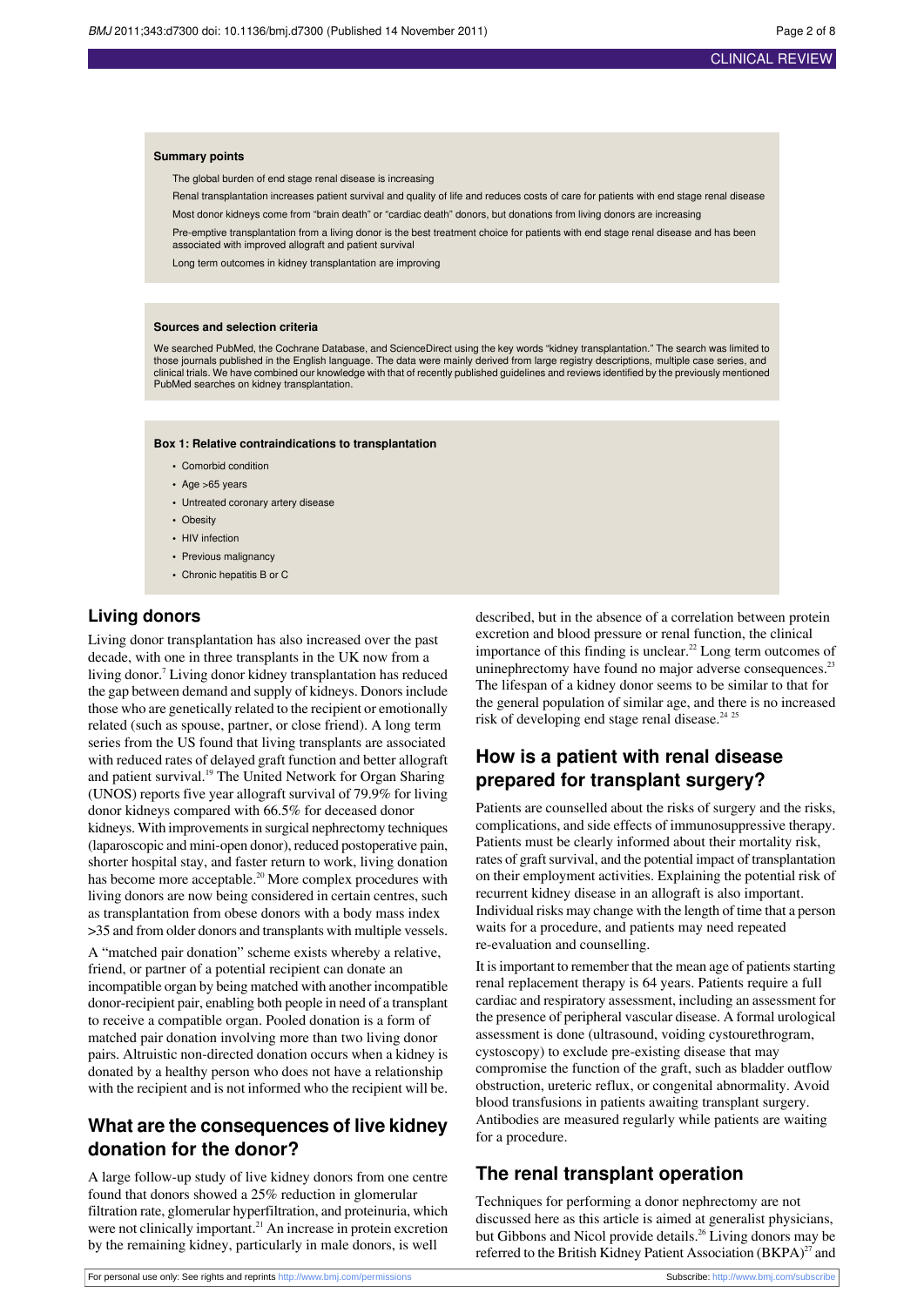**Summary points**

The global burden of end stage renal disease is increasing

Renal transplantation increases patient survival and quality of life and reduces costs of care for patients with end stage renal disease

Most donor kidneys come from "brain death" or "cardiac death" donors, but donations from living donors are increasing

Pre-emptive transplantation from a living donor is the best treatment choice for patients with end stage renal disease and has been associated with improved allograft and patient survival

Long term outcomes in kidney transplantation are improving

**Sources and selection criteria**

We searched PubMed, the Cochrane Database, and ScienceDirect using the key words "kidney transplantation." The search was limited to those journals published in the English language. The data were mainly derived from large registry descriptions, multiple case series, and clinical trials. We have combined our knowledge with that of recently published guidelines and reviews identified by the previously mentioned PubMed searches on kidney transplantation.

**Box 1: Relative contraindications to transplantation**

- Comorbid condition
- Age >65 years
- Untreated coronary artery disease
- Obesity
- HIV infection
- Previous malignancy
- Chronic hepatitis B or C

## Living donors

Living donor transplantation has also increased over the past decade, with one in three transplants in the UK now from a living donor.[7] Living donor kidney transplantation has reduced the gap between demand and supply of kidneys. Donors include those who are genetically related to the recipient or emotionally related (such as spouse, partner, or close friend). A long term series from the US found that living transplants are associated with reduced rates of delayed graft function and better allograft and patient survival.[19] The United Network for Organ Sharing (UNOS) reports five year allograft survival of 79.9% for living donor kidneys compared with 66.5% for deceased donor kidneys. With improvements in surgical nephrectomy techniques (laparoscopic and mini-open donor), reduced postoperative pain, shorter hospital stay, and faster return to work, living donation has become more acceptable.[20] More complex procedures with living donors are now being considered in certain centres, such as transplantation from obese donors with a body mass index >35 and from older donors and transplants with multiple vessels.

A "matched pair donation" scheme exists whereby a relative, friend, or partner of a potential recipient can donate an incompatible organ by being matched with another incompatible donor-recipient pair, enabling both people in need of a transplant to receive a compatible organ. Pooled donation is a form of matched pair donation involving more than two living donor pairs. Altruistic non-directed donation occurs when a kidney is donated by a healthy person who does not have a relationship with the recipient and is not informed who the recipient will be.

## What are the consequences of live kidney donation for the donor?

A large follow-up study of live kidney donors from one centre found that donors showed a 25% reduction in glomerular filtration rate, glomerular hyperfiltration, and proteinuria, which were not clinically important.[21] An increase in protein excretion by the remaining kidney, particularly in male donors, is well described, but in the absence of a correlation between protein excretion and blood pressure or renal function, the clinical importance of this finding is unclear.[22] Long term outcomes of uninephrectomy have found no major adverse consequences.[23] The lifespan of a kidney donor seems to be similar to that for the general population of similar age, and there is no increased risk of developing end stage renal disease.[24,25]

## How is a patient with renal disease prepared for transplant surgery?

Patients are counselled about the risks of surgery and the risks, complications, and side effects of immunosuppressive therapy. Patients must be clearly informed about their mortality risk, rates of graft survival, and the potential impact of transplantation on their employment activities. Explaining the potential risk of recurrent kidney disease in an allograft is also important. Individual risks may change with the length of time that a person waits for a procedure, and patients may need repeated re-evaluation and counselling.

It is important to remember that the mean age of patients starting renal replacement therapy is 64 years. Patients require a full cardiac and respiratory assessment, including an assessment for the presence of peripheral vascular disease. A formal urological assessment is done (ultrasound, voiding cystourethrogram, cystoscopy) to exclude pre-existing disease that may compromise the function of the graft, such as bladder outflow obstruction, ureteric reflux, or congenital abnormality. Avoid blood transfusions in patients awaiting transplant surgery. Antibodies are measured regularly while patients are waiting for a procedure.

## The renal transplant operation

Techniques for performing a donor nephrectomy are not discussed here as this article is aimed at generalist physicians, but Gibbons and Nicol provide details.[26] Living donors may be referred to the British Kidney Patient Association (BKPA)[27] and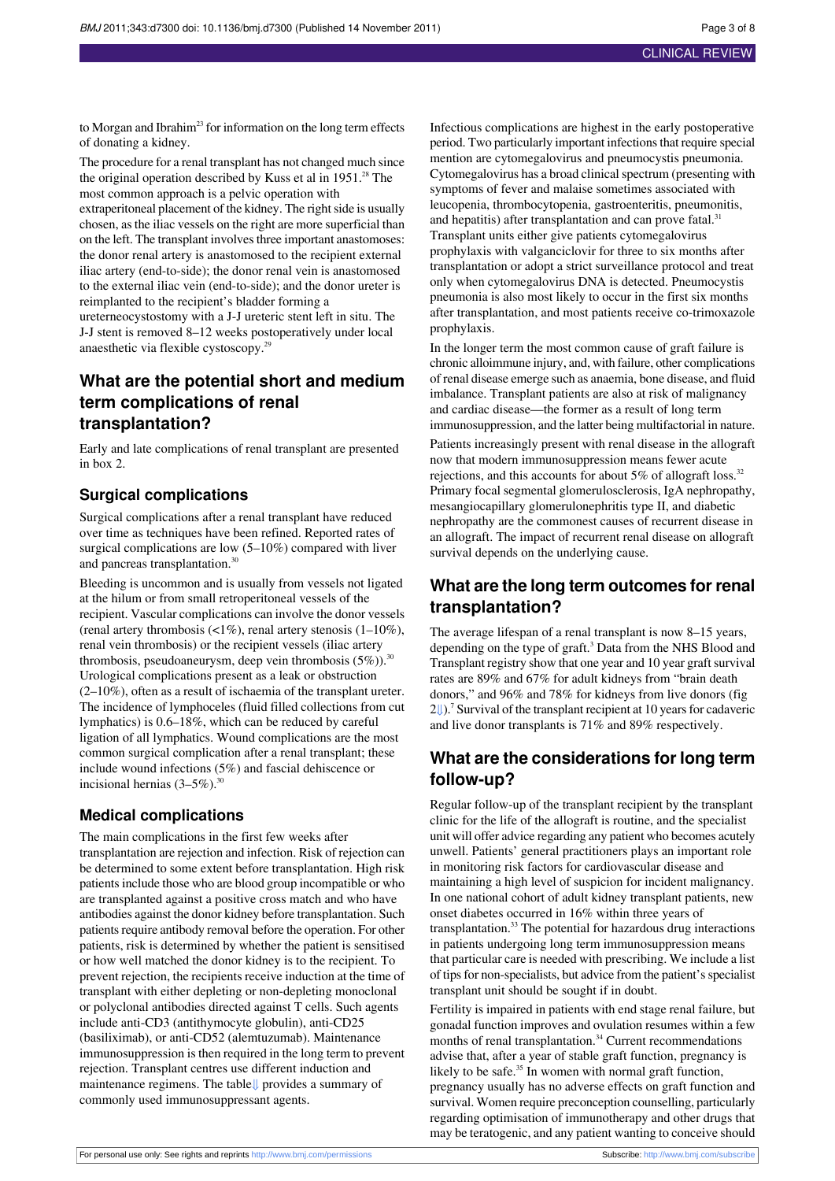to Morgan and Ibrahim[23] for information on the long term effects of donating a kidney.

The procedure for a renal transplant has not changed much since the original operation described by Kuss et al in 1951.[28] The most common approach is a pelvic operation with extraperitoneal placement of the kidney. The right side is usually chosen, as the iliac vessels on the right are more superficial than on the left. The transplant involves three important anastomoses: the donor renal artery is anastomosed to the recipient external iliac artery (end-to-side); the donor renal vein is anastomosed to the external iliac vein (end-to-side); and the donor ureter is reimplanted to the recipient's bladder forming a ureterneocystostomy with a J-J ureteric stent left in situ. The J-J stent is removed 8–12 weeks postoperatively under local anaesthetic via flexible cystoscopy.[29]

## What are the potential short and medium term complications of renal transplantation?

Early and late complications of renal transplant are presented in box 2.

### Surgical complications

Surgical complications after a renal transplant have reduced over time as techniques have been refined. Reported rates of surgical complications are low (5–10%) compared with liver and pancreas transplantation.[30]

Bleeding is uncommon and is usually from vessels not ligated at the hilum or from small retroperitoneal vessels of the recipient. Vascular complications can involve the donor vessels (renal artery thrombosis (<1%), renal artery stenosis (1–10%), renal vein thrombosis) or the recipient vessels (iliac artery thrombosis, pseudoaneurysm, deep vein thrombosis (5%)).[30] Urological complications present as a leak or obstruction (2–10%), often as a result of ischaemia of the transplant ureter. The incidence of lymphoceles (fluid filled collections from cut lymphatics) is 0.6–18%, which can be reduced by careful ligation of all lymphatics. Wound complications are the most common surgical complication after a renal transplant; these include wound infections (5%) and fascial dehiscence or incisional hernias (3–5%).[30]

### Medical complications

The main complications in the first few weeks after transplantation are rejection and infection. Risk of rejection can be determined to some extent before transplantation. High risk patients include those who are blood group incompatible or who are transplanted against a positive cross match and who have antibodies against the donor kidney before transplantation. Such patients require antibody removal before the operation. For other patients, risk is determined by whether the patient is sensitised or how well matched the donor kidney is to the recipient. To prevent rejection, the recipients receive induction at the time of transplant with either depleting or non-depleting monoclonal or polyclonal antibodies directed against T cells. Such agents include anti-CD3 (antithymocyte globulin), anti-CD25 (basiliximab), or anti-CD52 (alemtuzumab). Maintenance immunosuppression is then required in the long term to prevent rejection. Transplant centres use different induction and maintenance regimens. The table⇓ provides a summary of commonly used immunosuppressant agents.

Infectious complications are highest in the early postoperative period. Two particularly important infections that require special mention are cytomegalovirus and pneumocystis pneumonia. Cytomegalovirus has a broad clinical spectrum (presenting with symptoms of fever and malaise sometimes associated with leucopenia, thrombocytopenia, gastroenteritis, pneumonitis, and hepatitis) after transplantation and can prove fatal.[31] Transplant units either give patients cytomegalovirus prophylaxis with valganciclovir for three to six months after transplantation or adopt a strict surveillance protocol and treat only when cytomegalovirus DNA is detected. Pneumocystis pneumonia is also most likely to occur in the first six months after transplantation, and most patients receive co-trimoxazole prophylaxis.

In the longer term the most common cause of graft failure is chronic alloimmune injury, and, with failure, other complications of renal disease emerge such as anaemia, bone disease, and fluid imbalance. Transplant patients are also at risk of malignancy and cardiac disease—the former as a result of long term immunosuppression, and the latter being multifactorial in nature.

Patients increasingly present with renal disease in the allograft now that modern immunosuppression means fewer acute rejections, and this accounts for about 5% of allograft loss.[32] Primary focal segmental glomerulosclerosis, IgA nephropathy, mesangiocapillary glomerulonephritis type II, and diabetic nephropathy are the commonest causes of recurrent disease in an allograft. The impact of recurrent renal disease on allograft survival depends on the underlying cause.

## What are the long term outcomes for renal transplantation?

The average lifespan of a renal transplant is now 8–15 years, depending on the type of graft.[3] Data from the NHS Blood and Transplant registry show that one year and 10 year graft survival rates are 89% and 67% for adult kidneys from "brain death donors," and 96% and 78% for kidneys from live donors (fig 2⇓).[7] Survival of the transplant recipient at 10 years for cadaveric and live donor transplants is 71% and 89% respectively.

## What are the considerations for long term follow-up?

Regular follow-up of the transplant recipient by the transplant clinic for the life of the allograft is routine, and the specialist unit will offer advice regarding any patient who becomes acutely unwell. Patients' general practitioners plays an important role in monitoring risk factors for cardiovascular disease and maintaining a high level of suspicion for incident malignancy. In one national cohort of adult kidney transplant patients, new onset diabetes occurred in 16% within three years of transplantation.[33] The potential for hazardous drug interactions in patients undergoing long term immunosuppression means that particular care is needed with prescribing. We include a list of tips for non-specialists, but advice from the patient's specialist transplant unit should be sought if in doubt.

Fertility is impaired in patients with end stage renal failure, but gonadal function improves and ovulation resumes within a few months of renal transplantation.[34] Current recommendations advise that, after a year of stable graft function, pregnancy is likely to be safe.[35] In women with normal graft function, pregnancy usually has no adverse effects on graft function and survival. Women require preconception counselling, particularly regarding optimisation of immunotherapy and other drugs that may be teratogenic, and any patient wanting to conceive should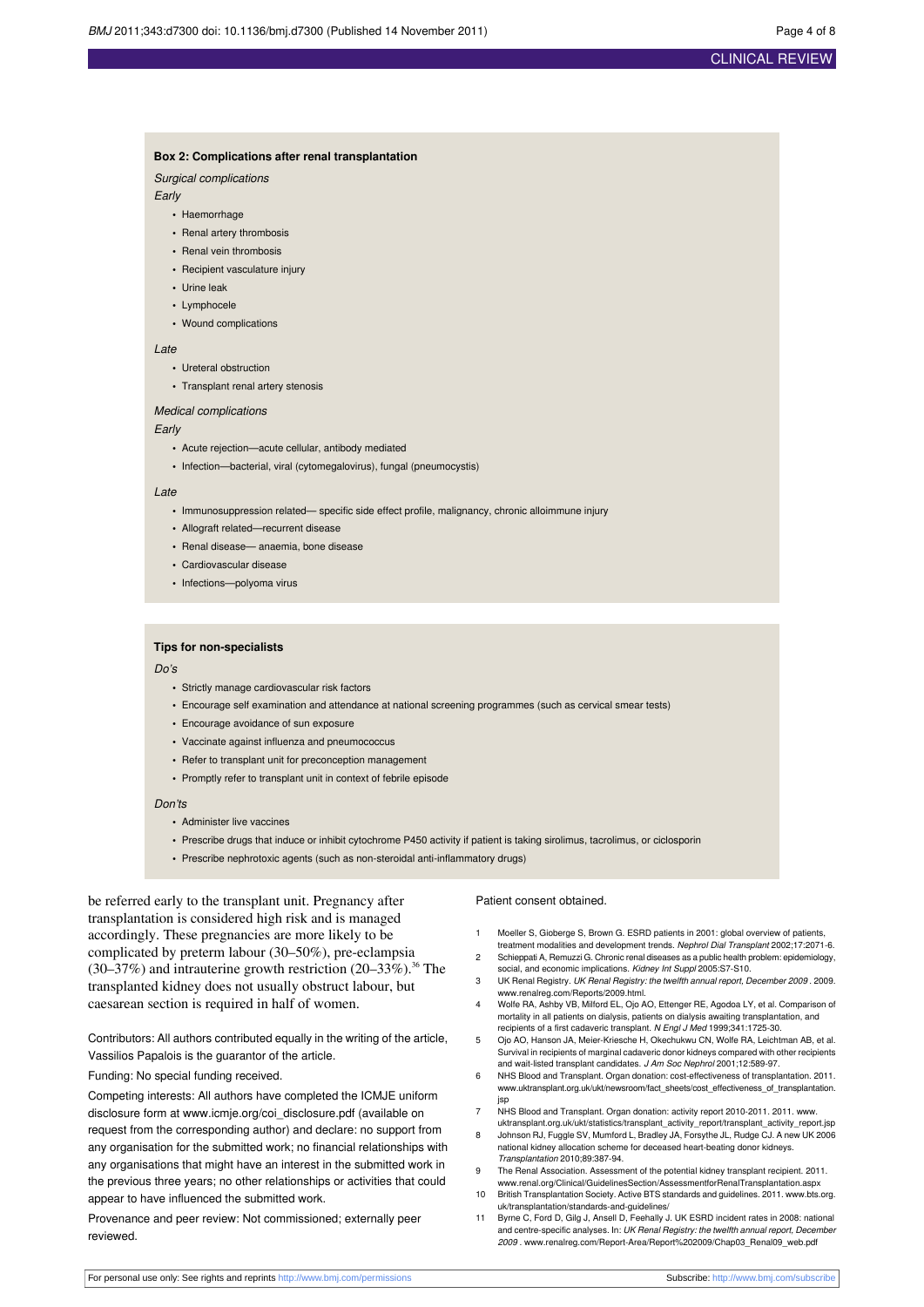**Box 2: Complications after renal transplantation**

*Surgical complications*

*Early*

- Haemorrhage
- Renal artery thrombosis
- Renal vein thrombosis
- Recipient vasculature injury
- Urine leak
- Lymphocele
- Wound complications

*Late*

- Ureteral obstruction
- Transplant renal artery stenosis

*Medical complications*

*Early*

- Acute rejection—acute cellular, antibody mediated
- Infection—bacterial, viral (cytomegalovirus), fungal (pneumocystis)

*Late*

- Immunosuppression related— specific side effect profile, malignancy, chronic alloimmune injury
- Allograft related—recurrent disease
- Renal disease— anaemia, bone disease
- Cardiovascular disease
- Infections—polyoma virus

**Tips for non-specialists**

*Do's*

- Strictly manage cardiovascular risk factors
- Encourage self examination and attendance at national screening programmes (such as cervical smear tests)
- Encourage avoidance of sun exposure
- Vaccinate against influenza and pneumococcus
- Refer to transplant unit for preconception management
- Promptly refer to transplant unit in context of febrile episode

*Don'ts*

- Administer live vaccines
- Prescribe drugs that induce or inhibit cytochrome P450 activity if patient is taking sirolimus, tacrolimus, or ciclosporin
- Prescribe nephrotoxic agents (such as non-steroidal anti-inflammatory drugs)

be referred early to the transplant unit. Pregnancy after transplantation is considered high risk and is managed accordingly. These pregnancies are more likely to be complicated by preterm labour (30–50%), pre-eclampsia (30–37%) and intrauterine growth restriction (20–33%).[36] The transplanted kidney does not usually obstruct labour, but caesarean section is required in half of women.

Contributors: All authors contributed equally in the writing of the article, Vassilios Papalois is the guarantor of the article.

Funding: No special funding received.

Competing interests: All authors have completed the ICMJE uniform disclosure form at www.icmje.org/coi_disclosure.pdf (available on request from the corresponding author) and declare: no support from any organisation for the submitted work; no financial relationships with any organisations that might have an interest in the submitted work in the previous three years; no other relationships or activities that could appear to have influenced the submitted work.

Provenance and peer review: Not commissioned; externally peer reviewed.

Patient consent obtained.

1. Moeller S, Gioberge S, Brown G. ESRD patients in 2001: global overview of patients, treatment modalities and development trends. *Nephrol Dial Transplant* 2002;17:2071-6.
2. Schieppati A, Remuzzi G. Chronic renal diseases as a public health problem: epidemiology, social, and economic implications. *Kidney Int Suppl* 2005:S7-S10.
3. UK Renal Registry. *UK Renal Registry: the twelfth annual report, December 2009*. 2009. www.renalreg.com/Reports/2009.html.
4. Wolfe RA, Ashby VB, Milford EL, Ojo AO, Ettenger RE, Agodoa LY, et al. Comparison of mortality in all patients on dialysis, patients on dialysis awaiting transplantation, and recipients of a first cadaveric transplant. *N Engl J Med* 1999;341:1725-30.
5. Ojo AO, Hanson JA, Meier-Kriesche H, Okechukwu CN, Wolfe RA, Leichtman AB, et al. Survival in recipients of marginal cadaveric donor kidneys compared with other recipients and wait-listed transplant candidates. *J Am Soc Nephrol* 2001;12:589-97.
6. NHS Blood and Transplant. Organ donation: cost-effectiveness of transplantation. 2011. www.uktransplant.org.uk/ukt/newsroom/fact_sheets/cost_effectiveness_of_transplantation.jsp
7. NHS Blood and Transplant. Organ donation: activity report 2010-2011. 2011. www.uktransplant.org.uk/ukt/statistics/transplant_activity_report/transplant_activity_report.jsp
8. Johnson RJ, Fuggle SV, Mumford L, Bradley JA, Forsythe JL, Rudge CJ. A new UK 2006 national kidney allocation scheme for deceased heart-beating donor kidneys. *Transplantation* 2010;89:387-94.
9. The Renal Association. Assessment of the potential kidney transplant recipient. 2011. www.renal.org/Clinical/GuidelinesSection/AssessmentforRenalTransplantation.aspx
10. British Transplantation Society. Active BTS standards and guidelines. 2011. www.bts.org.uk/transplantation/standards-and-guidelines/
11. Byrne C, Ford D, Gilg J, Ansell D, Feehally J. UK ESRD incident rates in 2008: national and centre-specific analyses. In: *UK Renal Registry: the twelfth annual report, December 2009*. www.renalreg.com/Report-Area/Report%202009/Chap03_Renal09_web.pdf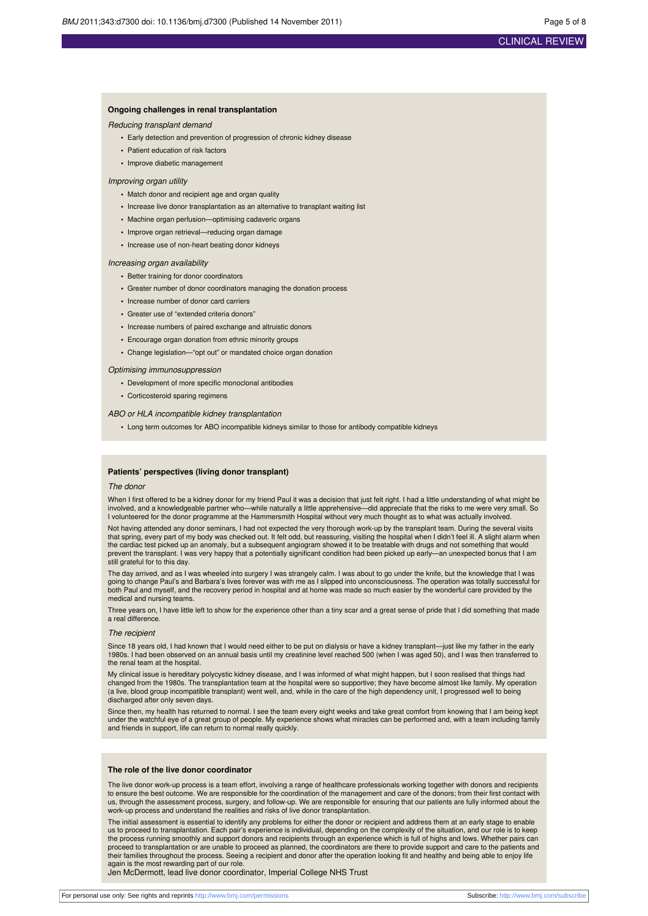### Ongoing challenges in renal transplantation

*Reducing transplant demand*

- Early detection and prevention of progression of chronic kidney disease
- Patient education of risk factors
- Improve diabetic management

*Improving organ utility*

- Match donor and recipient age and organ quality
- Increase live donor transplantation as an alternative to transplant waiting list
- Machine organ perfusion—optimising cadaveric organs
- Improve organ retrieval—reducing organ damage
- Increase use of non-heart beating donor kidneys

*Increasing organ availability*

- Better training for donor coordinators
- Greater number of donor coordinators managing the donation process
- Increase number of donor card carriers
- Greater use of "extended criteria donors"
- Increase numbers of paired exchange and altruistic donors
- Encourage organ donation from ethnic minority groups
- Change legislation—"opt out" or mandated choice organ donation

*Optimising immunosuppression*

- Development of more specific monoclonal antibodies
- Corticosteroid sparing regimens

*ABO or HLA incompatible kidney transplantation*

- Long term outcomes for ABO incompatible kidneys similar to those for antibody compatible kidneys

### Patients' perspectives (living donor transplant)

*The donor*

When I first offered to be a kidney donor for my friend Paul it was a decision that just felt right. I had a little understanding of what might be involved, and a knowledgeable partner who—while naturally a little apprehensive—did appreciate that the risks to me were very small. So I volunteered for the donor programme at the Hammersmith Hospital without very much thought as to what was actually involved.

Not having attended any donor seminars, I had not expected the very thorough work-up by the transplant team. During the several visits that spring, every part of my body was checked out. It felt odd, but reassuring, visiting the hospital when I didn't feel ill. A slight alarm when the cardiac test picked up an anomaly, but a subsequent angiogram showed it to be treatable with drugs and not something that would prevent the transplant. I was very happy that a potentially significant condition had been picked up early—an unexpected bonus that I am still grateful for to this day.

The day arrived, and as I was wheeled into surgery I was strangely calm. I was about to go under the knife, but the knowledge that I was going to change Paul's and Barbara's lives forever was with me as I slipped into unconsciousness. The operation was totally successful for both Paul and myself, and the recovery period in hospital and at home was made so much easier by the wonderful care provided by the medical and nursing teams.

Three years on, I have little left to show for the experience other than a tiny scar and a great sense of pride that I did something that made a real difference.

*The recipient*

Since 18 years old, I had known that I would need either to be put on dialysis or have a kidney transplant—just like my father in the early 1980s. I had been observed on an annual basis until my creatinine level reached 500 (when I was aged 50), and I was then transferred to the renal team at the hospital.

My clinical issue is hereditary polycystic kidney disease, and I was informed of what might happen, but I soon realised that things had changed from the 1980s. The transplantation team at the hospital were so supportive; they have become almost like family. My operation (a live, blood group incompatible transplant) went well, and, while in the care of the high dependency unit, I progressed well to being discharged after only seven days.

Since then, my health has returned to normal. I see the team every eight weeks and take great comfort from knowing that I am being kept under the watchful eye of a great group of people. My experience shows what miracles can be performed and, with a team including family and friends in support, life can return to normal really quickly.

### The role of the live donor coordinator

The live donor work-up process is a team effort, involving a range of healthcare professionals working together with donors and recipients to ensure the best outcome. We are responsible for the coordination of the management and care of the donors; from their first contact with us, through the assessment process, surgery, and follow-up. We are responsible for ensuring that our patients are fully informed about the work-up process and understand the realities and risks of live donor transplantation.

The initial assessment is essential to identify any problems for either the donor or recipient and address them at an early stage to enable us to proceed to transplantation. Each pair's experience is individual, depending on the complexity of the situation, and our role is to keep the process running smoothly and support donors and recipients through an experience which is full of highs and lows. Whether pairs can proceed to transplantation or are unable to proceed as planned, the coordinators are there to provide support and care to the patients and their families throughout the process. Seeing a recipient and donor after the operation looking fit and healthy and being able to enjoy life again is the most rewarding part of our role.

Jen McDermott, lead live donor coordinator, Imperial College NHS Trust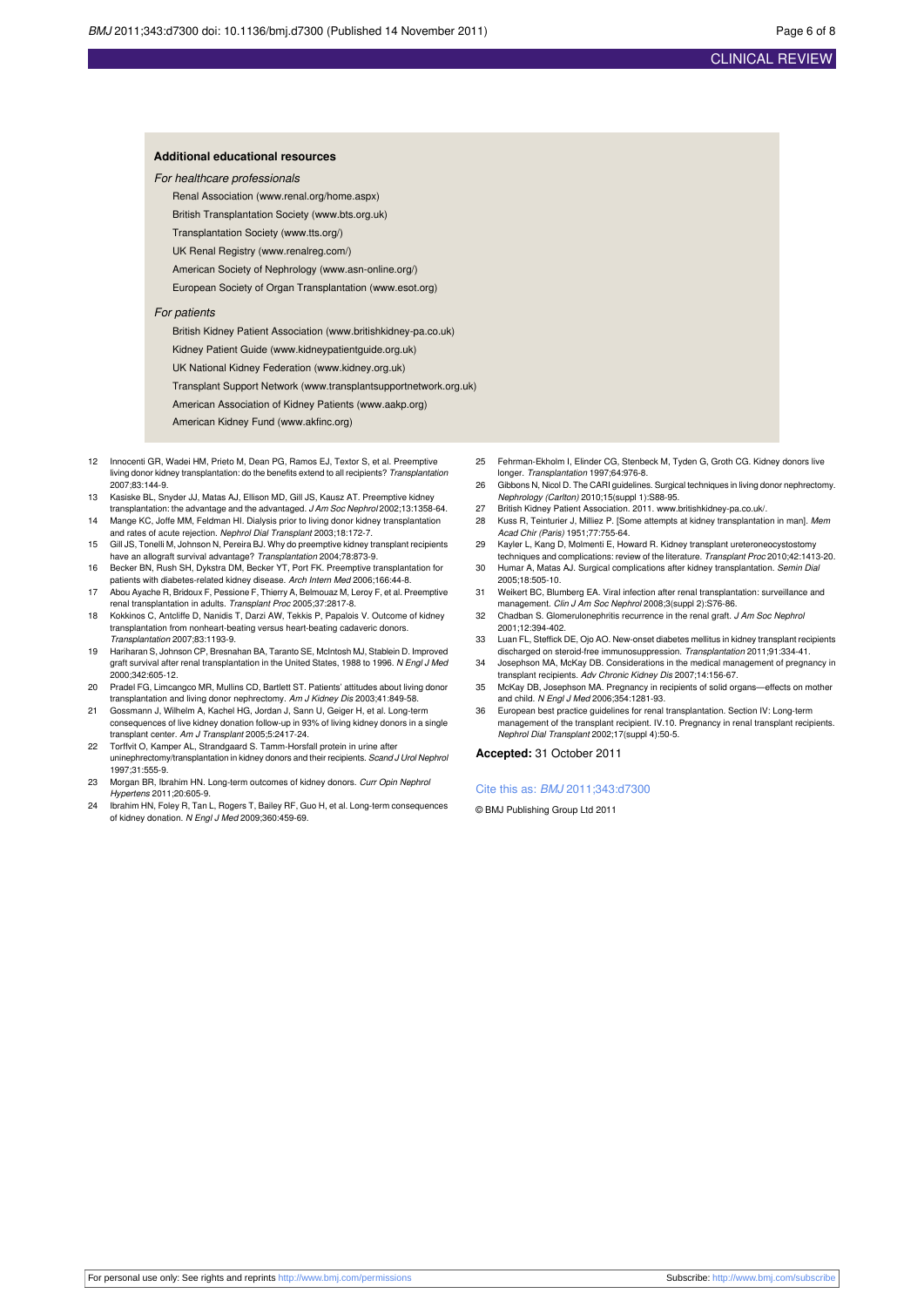### Additional educational resources

*For healthcare professionals*

Renal Association (www.renal.org/home.aspx)

British Transplantation Society (www.bts.org.uk)

Transplantation Society (www.tts.org/)

UK Renal Registry (www.renalreg.com/)

American Society of Nephrology (www.asn-online.org/)

European Society of Organ Transplantation (www.esot.org)

*For patients*

British Kidney Patient Association (www.britishkidney-pa.co.uk)

Kidney Patient Guide (www.kidneypatientguide.org.uk)

UK National Kidney Federation (www.kidney.org.uk)

Transplant Support Network (www.transplantsupportnetwork.org.uk)

American Association of Kidney Patients (www.aakp.org)

American Kidney Fund (www.akfinc.org)

12. Innocenti GR, Wadei HM, Prieto M, Dean PG, Ramos EJ, Textor S, et al. Preemptive living donor kidney transplantation: do the benefits extend to all recipients? *Transplantation* 2007;83:144-9.
13. Kasiske BL, Snyder JJ, Matas AJ, Ellison MD, Gill JS, Kausz AT. Preemptive kidney transplantation: the advantage and the advantaged. *J Am Soc Nephrol* 2002;13:1358-64.
14. Mange KC, Joffe MM, Feldman HI. Dialysis prior to living donor kidney transplantation and rates of acute rejection. *Nephrol Dial Transplant* 2003;18:172-7.
15. Gill JS, Tonelli M, Johnson N, Pereira BJ. Why do preemptive kidney transplant recipients have an allograft survival advantage? *Transplantation* 2004;78:873-9.
16. Becker BN, Rush SH, Dykstra DM, Becker YT, Port FK. Preemptive transplantation for patients with diabetes-related kidney disease. *Arch Intern Med* 2006;166:44-8.
17. Abou Ayache R, Bridoux F, Pessione F, Thierry A, Belmouaz M, Leroy F, et al. Preemptive renal transplantation in adults. *Transplant Proc* 2005;37:2817-8.
18. Kokkinos C, Antcliffe D, Nanidis T, Darzi AW, Tekkis P, Papalois V. Outcome of kidney transplantation from nonheart-beating versus heart-beating cadaveric donors. *Transplantation* 2007;83:1193-9.
19. Hariharan S, Johnson CP, Bresnahan BA, Taranto SE, McIntosh MJ, Stablein D. Improved graft survival after renal transplantation in the United States, 1988 to 1996. *N Engl J Med* 2000;342:605-12.
20. Pradel FG, Limcangco MR, Mullins CD, Bartlett ST. Patients' attitudes about living donor transplantation and living donor nephrectomy. *Am J Kidney Dis* 2003;41:849-58.
21. Gossmann J, Wilhelm A, Kachel HG, Jordan J, Sann U, Geiger H, et al. Long-term consequences of live kidney donation follow-up in 93% of living kidney donors in a single transplant center. *Am J Transplant* 2005;5:2417-24.
22. Torffvit O, Kamper AL, Strandgaard S. Tamm-Horsfall protein in urine after uninephrectomy/transplantation in kidney donors and their recipients. *Scand J Urol Nephrol* 1997;31:555-9.
23. Morgan BR, Ibrahim HN. Long-term outcomes of kidney donors. *Curr Opin Nephrol Hypertens* 2011;20:605-9.
24. Ibrahim HN, Foley R, Tan L, Rogers T, Bailey RF, Guo H, et al. Long-term consequences of kidney donation. *N Engl J Med* 2009;360:459-69.
25. Fehrman-Ekholm I, Elinder CG, Stenbeck M, Tyden G, Groth CG. Kidney donors live longer. *Transplantation* 1997;64:976-8.
26. Gibbons N, Nicol D. The CARI guidelines. Surgical techniques in living donor nephrectomy. *Nephrology (Carlton)* 2010;15(suppl 1):S88-95.
27. British Kidney Patient Association. 2011. www.britishkidney-pa.co.uk/.
28. Kuss R, Teinturier J, Milliez P. [Some attempts at kidney transplantation in man]. *Mem Acad Chir (Paris)* 1951;77:755-64.
29. Kayler L, Kang D, Molmenti E, Howard R. Kidney transplant ureteroneocystostomy techniques and complications: review of the literature. *Transplant Proc* 2010;42:1413-20.
30. Humar A, Matas AJ. Surgical complications after kidney transplantation. *Semin Dial* 2005;18:505-10.
31. Weikert BC, Blumberg EA. Viral infection after renal transplantation: surveillance and management. *Clin J Am Soc Nephrol* 2008;3(suppl 2):S76-86.
32. Chadban S. Glomerulonephritis recurrence in the renal graft. *J Am Soc Nephrol* 2001;12:394-402.
33. Luan FL, Steffick DE, Ojo AO. New-onset diabetes mellitus in kidney transplant recipients discharged on steroid-free immunosuppression. *Transplantation* 2011;91:334-41.
34. Josephson MA, McKay DB. Considerations in the medical management of pregnancy in transplant recipients. *Adv Chronic Kidney Dis* 2007;14:156-67.
35. McKay DB, Josephson MA. Pregnancy in recipients of solid organs—effects on mother and child. *N Engl J Med* 2006;354:1281-93.
36. European best practice guidelines for renal transplantation. Section IV: Long-term management of the transplant recipient. IV.10. Pregnancy in renal transplant recipients. *Nephrol Dial Transplant* 2002;17(suppl 4):50-5.

**Accepted:** 31 October 2011

Cite this as: *BMJ* 2011;343:d7300

© BMJ Publishing Group Ltd 2011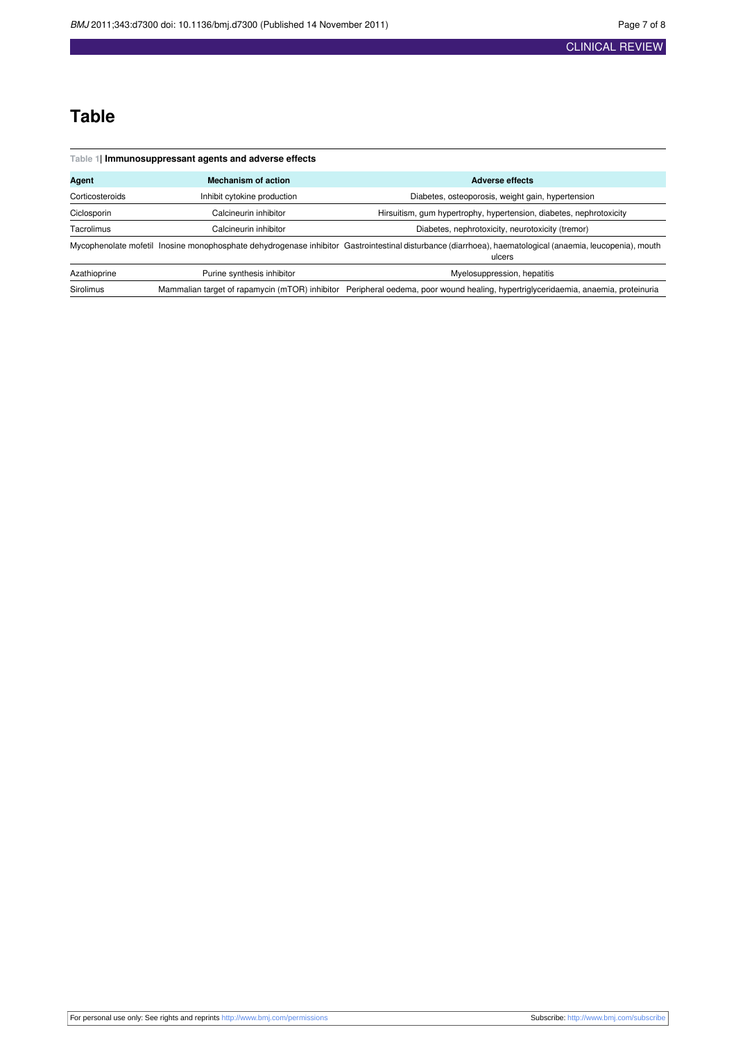# Table

**Table 1| Immunosuppressant agents and adverse effects**

| Agent | Mechanism of action | Adverse effects |
|---|---|---|
| Corticosteroids | Inhibit cytokine production | Diabetes, osteoporosis, weight gain, hypertension |
| Ciclosporin | Calcineurin inhibitor | Hirsuitism, gum hypertrophy, hypertension, diabetes, nephrotoxicity |
| Tacrolimus | Calcineurin inhibitor | Diabetes, nephrotoxicity, neurotoxicity (tremor) |
| Mycophenolate mofetil | Inosine monophosphate dehydrogenase inhibitor | Gastrointestinal disturbance (diarrhoea), haematological (anaemia, leucopenia), mouth ulcers |
| Azathioprine | Purine synthesis inhibitor | Myelosuppression, hepatitis |
| Sirolimus | Mammalian target of rapamycin (mTOR) inhibitor | Peripheral oedema, poor wound healing, hypertriglyceridaemia, anaemia, proteinuria |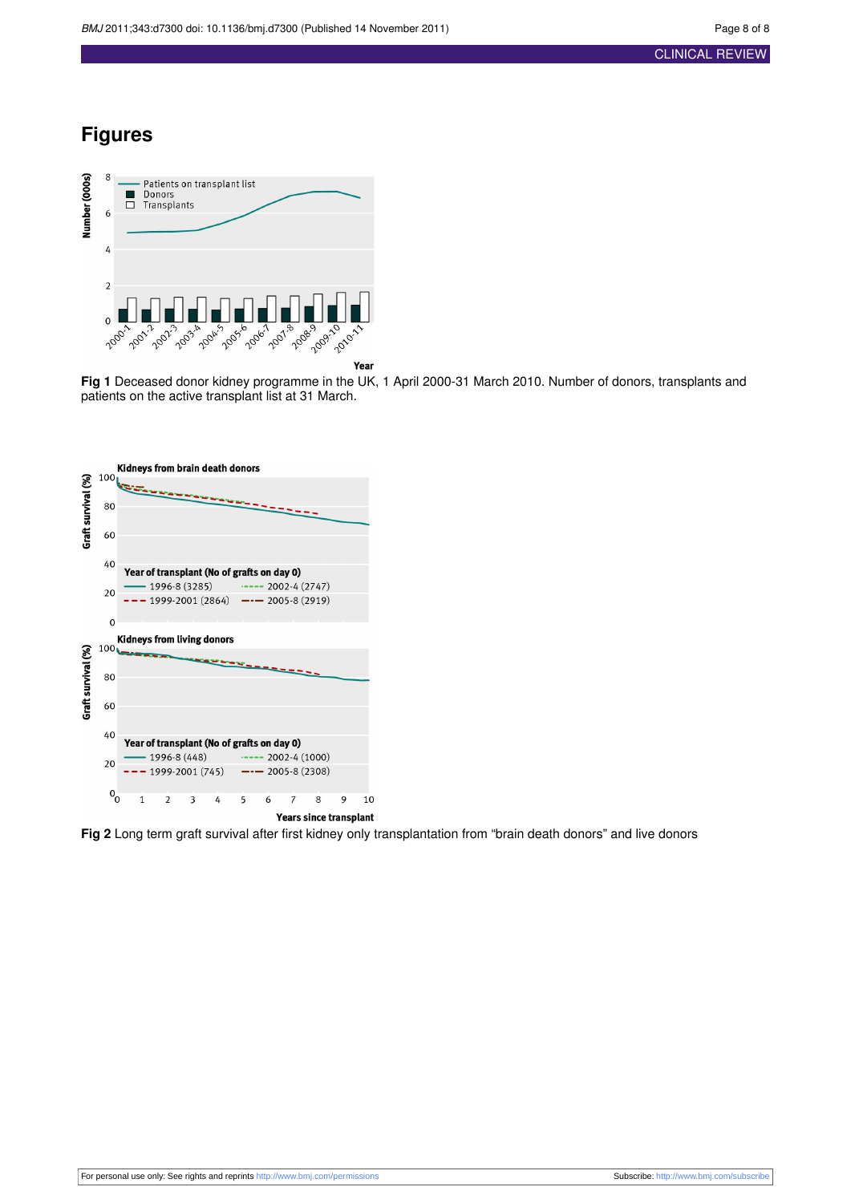## Figures

Number (000s)

8

6

4

2

0

Patients on transplant list

Donors

Transplants

2000-1 2001-2 2002-3 2003-4 2004-5 2005-6 2006-7 2007-8 2008-9 2009-10 2010-11

Year

**Fig 1** Deceased donor kidney programme in the UK, 1 April 2000-31 March 2010. Number of donors, transplants and patients on the active transplant list at 31 March.

Kidneys from brain death donors

Graft survival (%)

100

80

60

40

20

0

Year of transplant (No of grafts on day 0)

1996-8 (3285)

2002-4 (2747)

1999-2001 (2864)

2005-8 (2919)

Kidneys from living donors

Graft survival (%)

100

80

60

40

20

0

Year of transplant (No of grafts on day 0)

1996-8 (448)

2002-4 (1000)

1999-2001 (745)

2005-8 (2308)

0 1 2 3 4 5 6 7 8 9 10

Years since transplant

**Fig 2** Long term graft survival after first kidney only transplantation from "brain death donors" and live donors